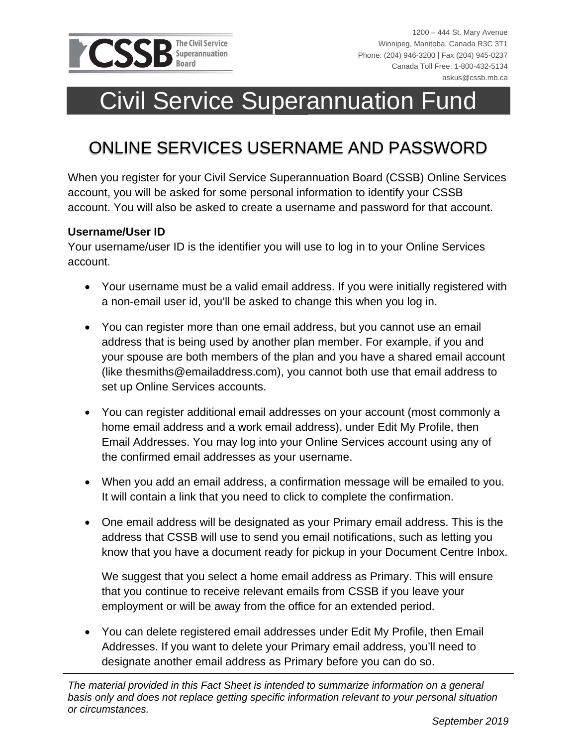1200 – 444 St. Mary Avenue
Winnipeg, Manitoba, Canada R3C 3T1
Phone: (204) 946-3200 | Fax (204) 945-0237
Canada Toll Free: 1-800-432-5134
askus@cssb.mb.ca

# Civil Service Superannuation Fund

## ONLINE SERVICES USERNAME AND PASSWORD

When you register for your Civil Service Superannuation Board (CSSB) Online Services account, you will be asked for some personal information to identify your CSSB account. You will also be asked to create a username and password for that account.

**Username/User ID**
Your username/user ID is the identifier you will use to log in to your Online Services account.

- Your username must be a valid email address. If you were initially registered with a non-email user id, you'll be asked to change this when you log in.
- You can register more than one email address, but you cannot use an email address that is being used by another plan member. For example, if you and your spouse are both members of the plan and you have a shared email account (like thesmiths@emailaddress.com), you cannot both use that email address to set up Online Services accounts.
- You can register additional email addresses on your account (most commonly a home email address and a work email address), under Edit My Profile, then Email Addresses. You may log into your Online Services account using any of the confirmed email addresses as your username.
- When you add an email address, a confirmation message will be emailed to you. It will contain a link that you need to click to complete the confirmation.
- One email address will be designated as your Primary email address. This is the address that CSSB will use to send you email notifications, such as letting you know that you have a document ready for pickup in your Document Centre Inbox.

  We suggest that you select a home email address as Primary. This will ensure that you continue to receive relevant emails from CSSB if you leave your employment or will be away from the office for an extended period.
- You can delete registered email addresses under Edit My Profile, then Email Addresses. If you want to delete your Primary email address, you'll need to designate another email address as Primary before you can do so.

*The material provided in this Fact Sheet is intended to summarize information on a general basis only and does not replace getting specific information relevant to your personal situation or circumstances.*

*September 2019*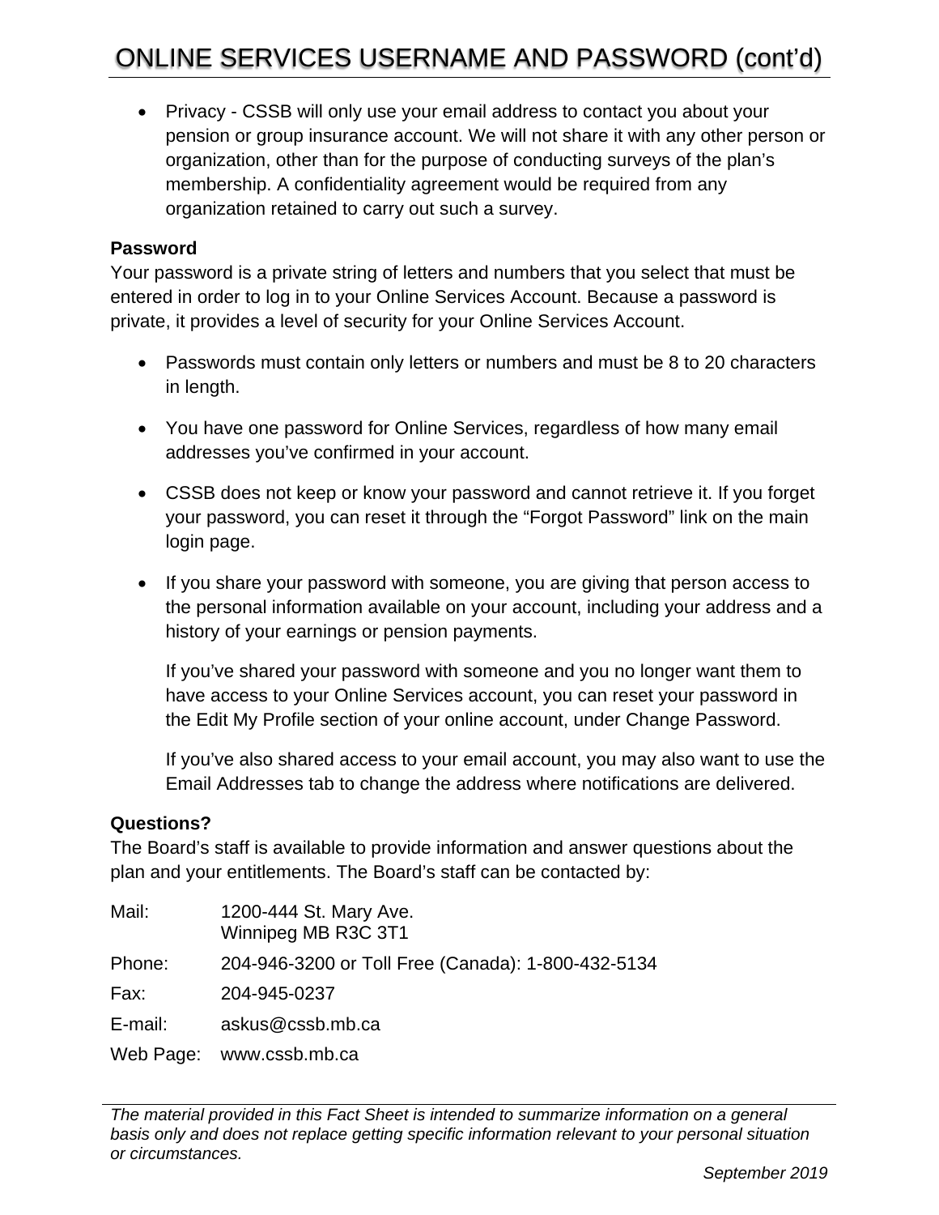# ONLINE SERVICES USERNAME AND PASSWORD (cont'd)

- Privacy - CSSB will only use your email address to contact you about your pension or group insurance account. We will not share it with any other person or organization, other than for the purpose of conducting surveys of the plan's membership. A confidentiality agreement would be required from any organization retained to carry out such a survey.

**Password**

Your password is a private string of letters and numbers that you select that must be entered in order to log in to your Online Services Account. Because a password is private, it provides a level of security for your Online Services Account.

- Passwords must contain only letters or numbers and must be 8 to 20 characters in length.
- You have one password for Online Services, regardless of how many email addresses you've confirmed in your account.
- CSSB does not keep or know your password and cannot retrieve it. If you forget your password, you can reset it through the "Forgot Password" link on the main login page.
- If you share your password with someone, you are giving that person access to the personal information available on your account, including your address and a history of your earnings or pension payments.

  If you've shared your password with someone and you no longer want them to have access to your Online Services account, you can reset your password in the Edit My Profile section of your online account, under Change Password.

  If you've also shared access to your email account, you may also want to use the Email Addresses tab to change the address where notifications are delivered.

**Questions?**

The Board's staff is available to provide information and answer questions about the plan and your entitlements. The Board's staff can be contacted by:

| | |
|---|---|
| Mail: | 1200-444 St. Mary Ave.<br>Winnipeg MB R3C 3T1 |
| Phone: | 204-946-3200 or Toll Free (Canada): 1-800-432-5134 |
| Fax: | 204-945-0237 |
| E-mail: | askus@cssb.mb.ca |
| Web Page: | www.cssb.mb.ca |

*The material provided in this Fact Sheet is intended to summarize information on a general basis only and does not replace getting specific information relevant to your personal situation or circumstances.*

*September 2019*